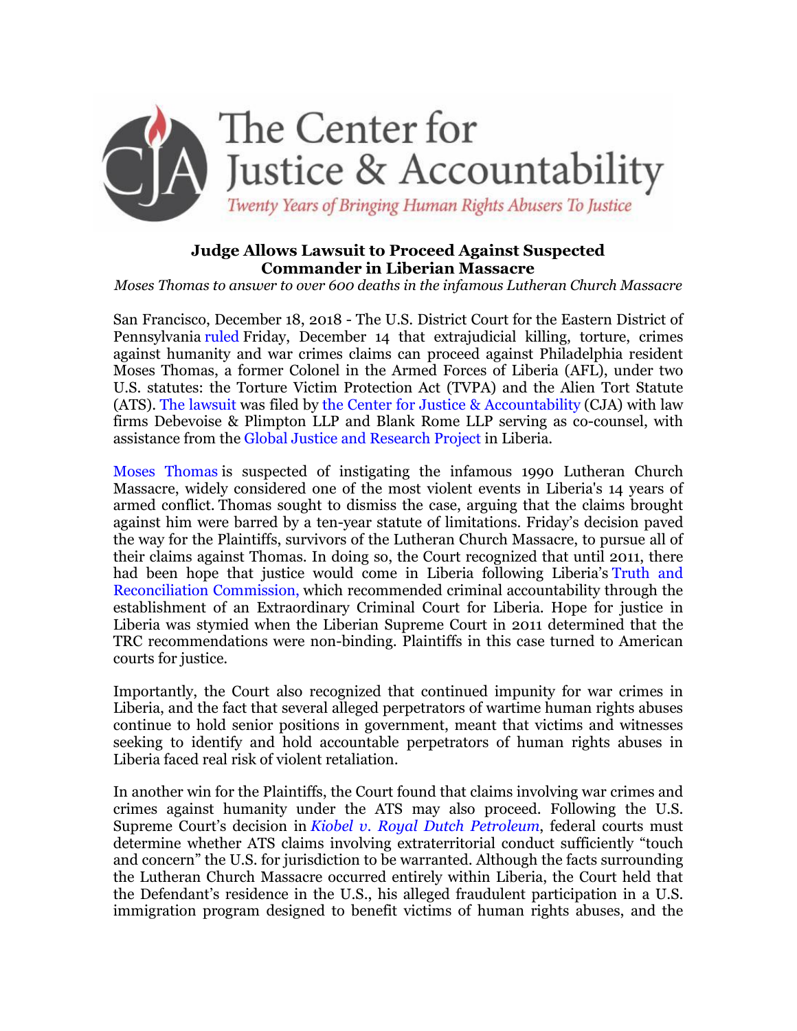The Center for Justice & Accountability

*Twenty Years of Bringing Human Rights Abusers To Justice*

**Judge Allows Lawsuit to Proceed Against Suspected Commander in Liberian Massacre**

*Moses Thomas to answer to over 600 deaths in the infamous Lutheran Church Massacre*

San Francisco, December 18, 2018 - The U.S. District Court for the Eastern District of Pennsylvania ruled Friday, December 14 that extrajudicial killing, torture, crimes against humanity and war crimes claims can proceed against Philadelphia resident Moses Thomas, a former Colonel in the Armed Forces of Liberia (AFL), under two U.S. statutes: the Torture Victim Protection Act (TVPA) and the Alien Tort Statute (ATS). The lawsuit was filed by the Center for Justice & Accountability (CJA) with law firms Debevoise & Plimpton LLP and Blank Rome LLP serving as co-counsel, with assistance from the Global Justice and Research Project in Liberia.

Moses Thomas is suspected of instigating the infamous 1990 Lutheran Church Massacre, widely considered one of the most violent events in Liberia's 14 years of armed conflict. Thomas sought to dismiss the case, arguing that the claims brought against him were barred by a ten-year statute of limitations. Friday's decision paved the way for the Plaintiffs, survivors of the Lutheran Church Massacre, to pursue all of their claims against Thomas. In doing so, the Court recognized that until 2011, there had been hope that justice would come in Liberia following Liberia's Truth and Reconciliation Commission, which recommended criminal accountability through the establishment of an Extraordinary Criminal Court for Liberia. Hope for justice in Liberia was stymied when the Liberian Supreme Court in 2011 determined that the TRC recommendations were non-binding. Plaintiffs in this case turned to American courts for justice.

Importantly, the Court also recognized that continued impunity for war crimes in Liberia, and the fact that several alleged perpetrators of wartime human rights abuses continue to hold senior positions in government, meant that victims and witnesses seeking to identify and hold accountable perpetrators of human rights abuses in Liberia faced real risk of violent retaliation.

In another win for the Plaintiffs, the Court found that claims involving war crimes and crimes against humanity under the ATS may also proceed. Following the U.S. Supreme Court's decision in *Kiobel v. Royal Dutch Petroleum*, federal courts must determine whether ATS claims involving extraterritorial conduct sufficiently "touch and concern" the U.S. for jurisdiction to be warranted. Although the facts surrounding the Lutheran Church Massacre occurred entirely within Liberia, the Court held that the Defendant's residence in the U.S., his alleged fraudulent participation in a U.S. immigration program designed to benefit victims of human rights abuses, and the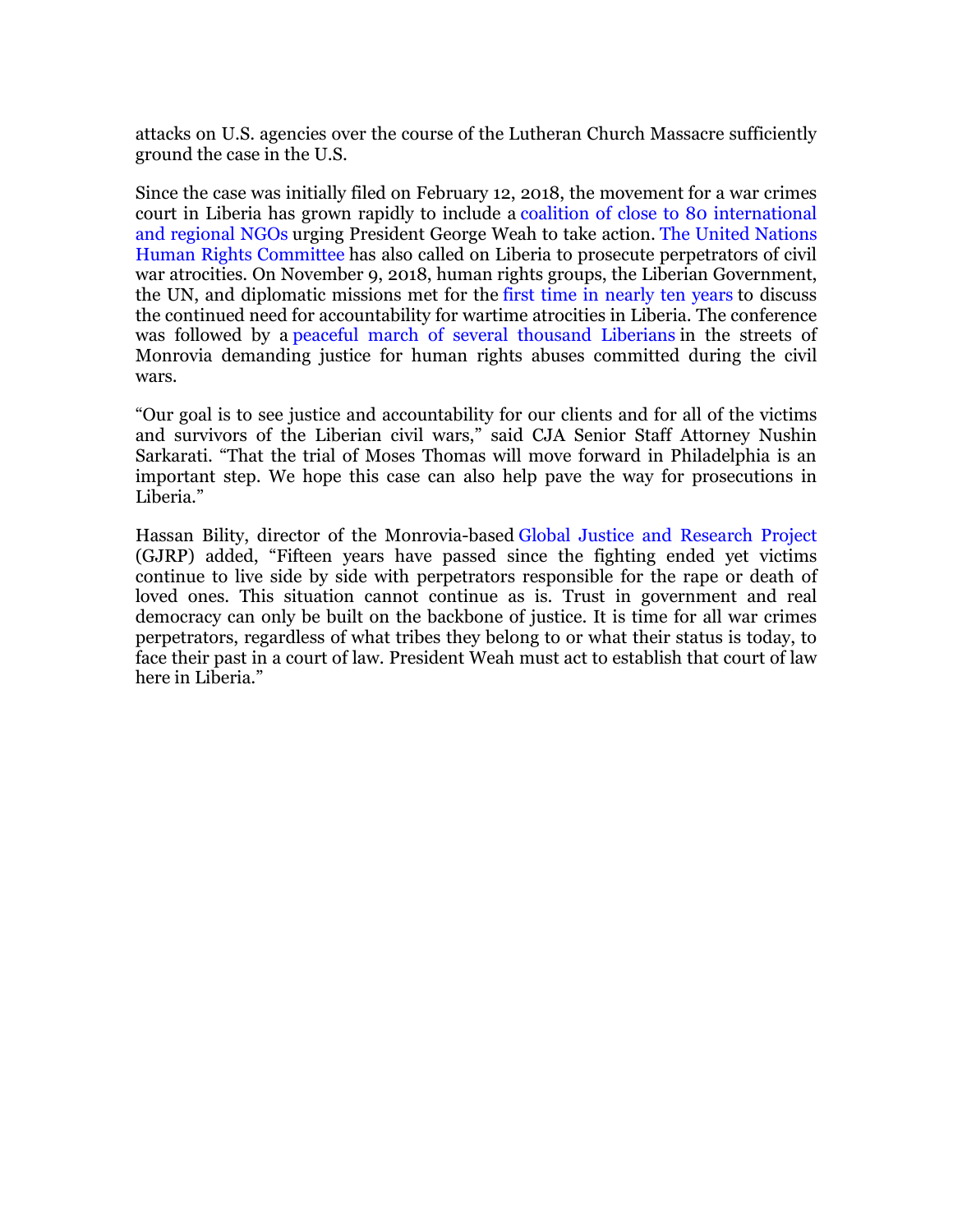attacks on U.S. agencies over the course of the Lutheran Church Massacre sufficiently ground the case in the U.S.

Since the case was initially filed on February 12, 2018, the movement for a war crimes court in Liberia has grown rapidly to include a coalition of close to 80 international and regional NGOs urging President George Weah to take action. The United Nations Human Rights Committee has also called on Liberia to prosecute perpetrators of civil war atrocities. On November 9, 2018, human rights groups, the Liberian Government, the UN, and diplomatic missions met for the first time in nearly ten years to discuss the continued need for accountability for wartime atrocities in Liberia. The conference was followed by a peaceful march of several thousand Liberians in the streets of Monrovia demanding justice for human rights abuses committed during the civil wars.

"Our goal is to see justice and accountability for our clients and for all of the victims and survivors of the Liberian civil wars," said CJA Senior Staff Attorney Nushin Sarkarati. "That the trial of Moses Thomas will move forward in Philadelphia is an important step. We hope this case can also help pave the way for prosecutions in Liberia."

Hassan Bility, director of the Monrovia-based Global Justice and Research Project (GJRP) added, "Fifteen years have passed since the fighting ended yet victims continue to live side by side with perpetrators responsible for the rape or death of loved ones. This situation cannot continue as is. Trust in government and real democracy can only be built on the backbone of justice. It is time for all war crimes perpetrators, regardless of what tribes they belong to or what their status is today, to face their past in a court of law. President Weah must act to establish that court of law here in Liberia."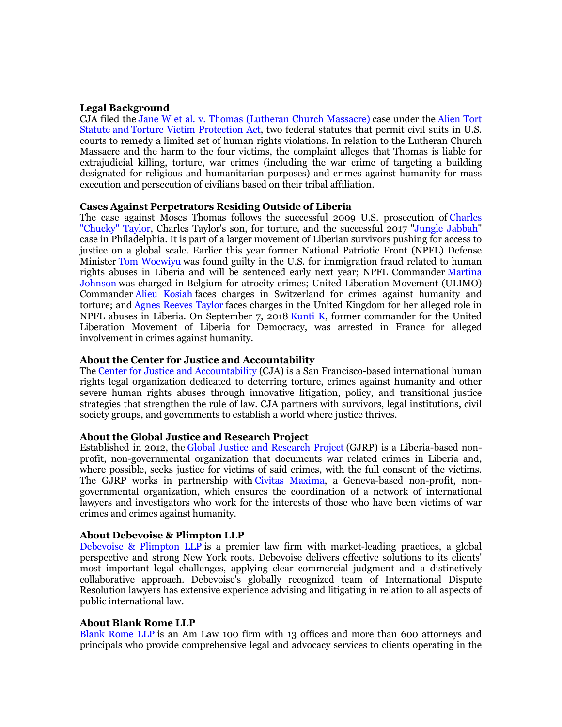**Legal Background**

CJA filed the Jane W et al. v. Thomas (Lutheran Church Massacre) case under the Alien Tort Statute and Torture Victim Protection Act, two federal statutes that permit civil suits in U.S. courts to remedy a limited set of human rights violations. In relation to the Lutheran Church Massacre and the harm to the four victims, the complaint alleges that Thomas is liable for extrajudicial killing, torture, war crimes (including the war crime of targeting a building designated for religious and humanitarian purposes) and crimes against humanity for mass execution and persecution of civilians based on their tribal affiliation.

**Cases Against Perpetrators Residing Outside of Liberia**

The case against Moses Thomas follows the successful 2009 U.S. prosecution of Charles "Chucky" Taylor, Charles Taylor's son, for torture, and the successful 2017 "Jungle Jabbah" case in Philadelphia. It is part of a larger movement of Liberian survivors pushing for access to justice on a global scale. Earlier this year former National Patriotic Front (NPFL) Defense Minister Tom Woewiyu was found guilty in the U.S. for immigration fraud related to human rights abuses in Liberia and will be sentenced early next year; NPFL Commander Martina Johnson was charged in Belgium for atrocity crimes; United Liberation Movement (ULIMO) Commander Alieu Kosiah faces charges in Switzerland for crimes against humanity and torture; and Agnes Reeves Taylor faces charges in the United Kingdom for her alleged role in NPFL abuses in Liberia. On September 7, 2018 Kunti K, former commander for the United Liberation Movement of Liberia for Democracy, was arrested in France for alleged involvement in crimes against humanity.

**About the Center for Justice and Accountability**

The Center for Justice and Accountability (CJA) is a San Francisco-based international human rights legal organization dedicated to deterring torture, crimes against humanity and other severe human rights abuses through innovative litigation, policy, and transitional justice strategies that strengthen the rule of law. CJA partners with survivors, legal institutions, civil society groups, and governments to establish a world where justice thrives.

**About the Global Justice and Research Project**

Established in 2012, the Global Justice and Research Project (GJRP) is a Liberia-based non-profit, non-governmental organization that documents war related crimes in Liberia and, where possible, seeks justice for victims of said crimes, with the full consent of the victims. The GJRP works in partnership with Civitas Maxima, a Geneva-based non-profit, non-governmental organization, which ensures the coordination of a network of international lawyers and investigators who work for the interests of those who have been victims of war crimes and crimes against humanity.

**About Debevoise & Plimpton LLP**

Debevoise & Plimpton LLP is a premier law firm with market-leading practices, a global perspective and strong New York roots. Debevoise delivers effective solutions to its clients' most important legal challenges, applying clear commercial judgment and a distinctively collaborative approach. Debevoise's globally recognized team of International Dispute Resolution lawyers has extensive experience advising and litigating in relation to all aspects of public international law.

**About Blank Rome LLP**

Blank Rome LLP is an Am Law 100 firm with 13 offices and more than 600 attorneys and principals who provide comprehensive legal and advocacy services to clients operating in the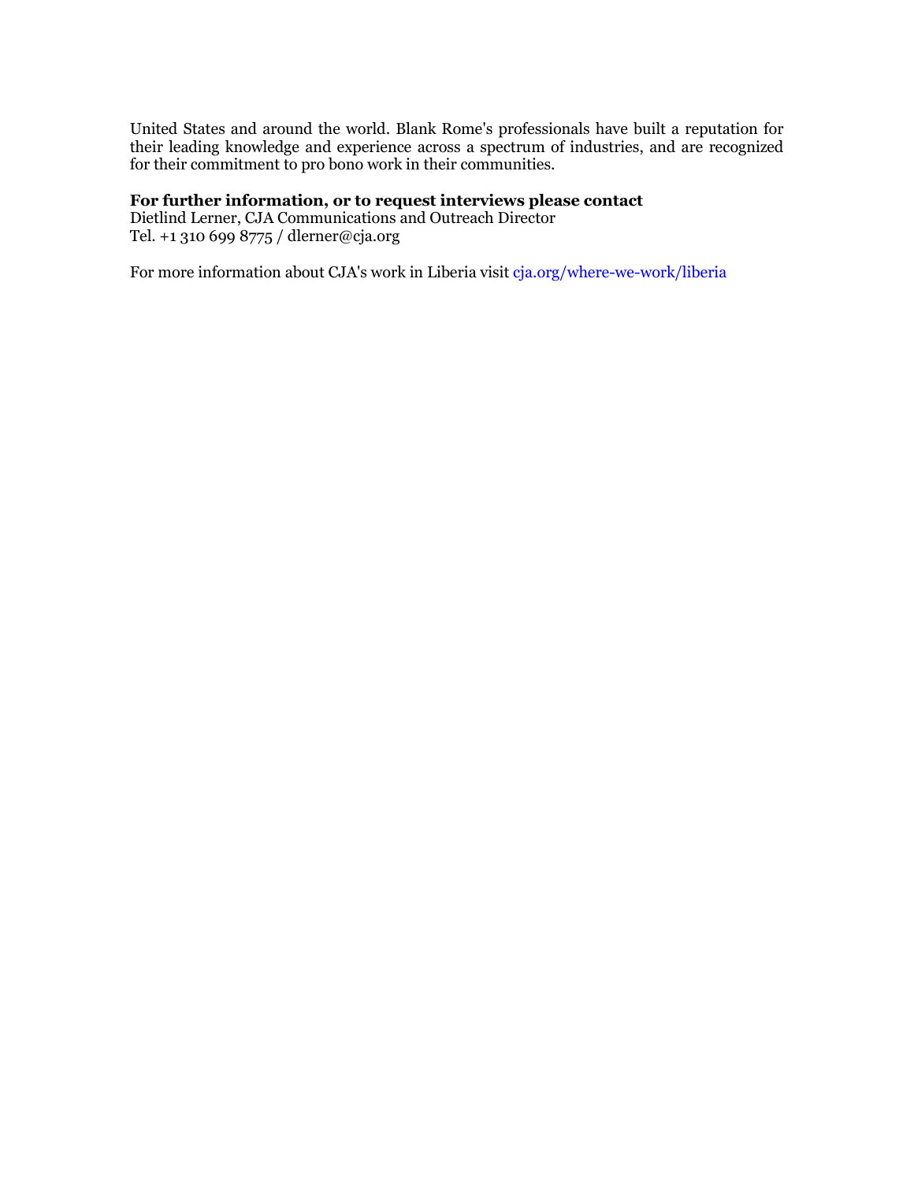United States and around the world. Blank Rome's professionals have built a reputation for their leading knowledge and experience across a spectrum of industries, and are recognized for their commitment to pro bono work in their communities.

**For further information, or to request interviews please contact**
Dietlind Lerner, CJA Communications and Outreach Director
Tel. +1 310 699 8775 / dlerner@cja.org

For more information about CJA's work in Liberia visit cja.org/where-we-work/liberia